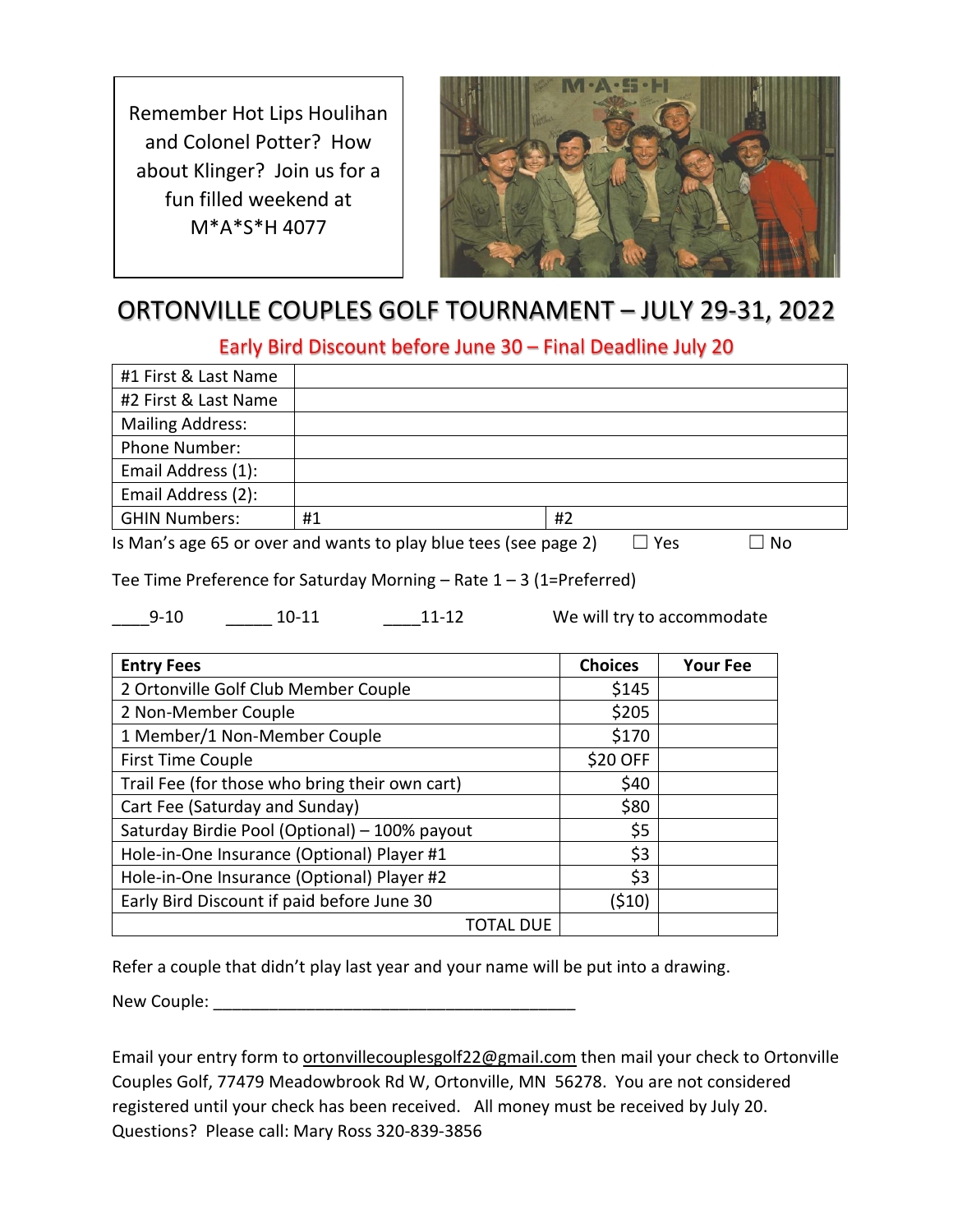Remember Hot Lips Houlihan and Colonel Potter? How about Klinger? Join us for a fun filled weekend at M*A*S*H 4077

# ORTONVILLE COUPLES GOLF TOURNAMENT – JULY 29-31, 2022

## Early Bird Discount before June 30 – Final Deadline July 20

| | | |
|---|---|---|
| #1 First & Last Name | | |
| #2 First & Last Name | | |
| Mailing Address: | | |
| Phone Number: | | |
| Email Address (1): | | |
| Email Address (2): | | |
| GHIN Numbers: | #1 | #2 |

Is Man's age 65 or over and wants to play blue tees (see page 2) ☐ Yes ☐ No

Tee Time Preference for Saturday Morning – Rate 1 – 3 (1=Preferred)

____9-10 _____ 10-11 ____11-12 We will try to accommodate

| Entry Fees | Choices | Your Fee |
|---|---|---|
| 2 Ortonville Golf Club Member Couple | $145 | |
| 2 Non-Member Couple | $205 | |
| 1 Member/1 Non-Member Couple | $170 | |
| First Time Couple | $20 OFF | |
| Trail Fee (for those who bring their own cart) | $40 | |
| Cart Fee (Saturday and Sunday) | $80 | |
| Saturday Birdie Pool (Optional) – 100% payout | $5 | |
| Hole-in-One Insurance (Optional) Player #1 | $3 | |
| Hole-in-One Insurance (Optional) Player #2 | $3 | |
| Early Bird Discount if paid before June 30 | ($10) | |
| TOTAL DUE | | |

Refer a couple that didn't play last year and your name will be put into a drawing.

New Couple: ________________________________________

Email your entry form to ortonvillecouplesgolf22@gmail.com then mail your check to Ortonville Couples Golf, 77479 Meadowbrook Rd W, Ortonville, MN 56278. You are not considered registered until your check has been received. All money must be received by July 20. Questions? Please call: Mary Ross 320-839-3856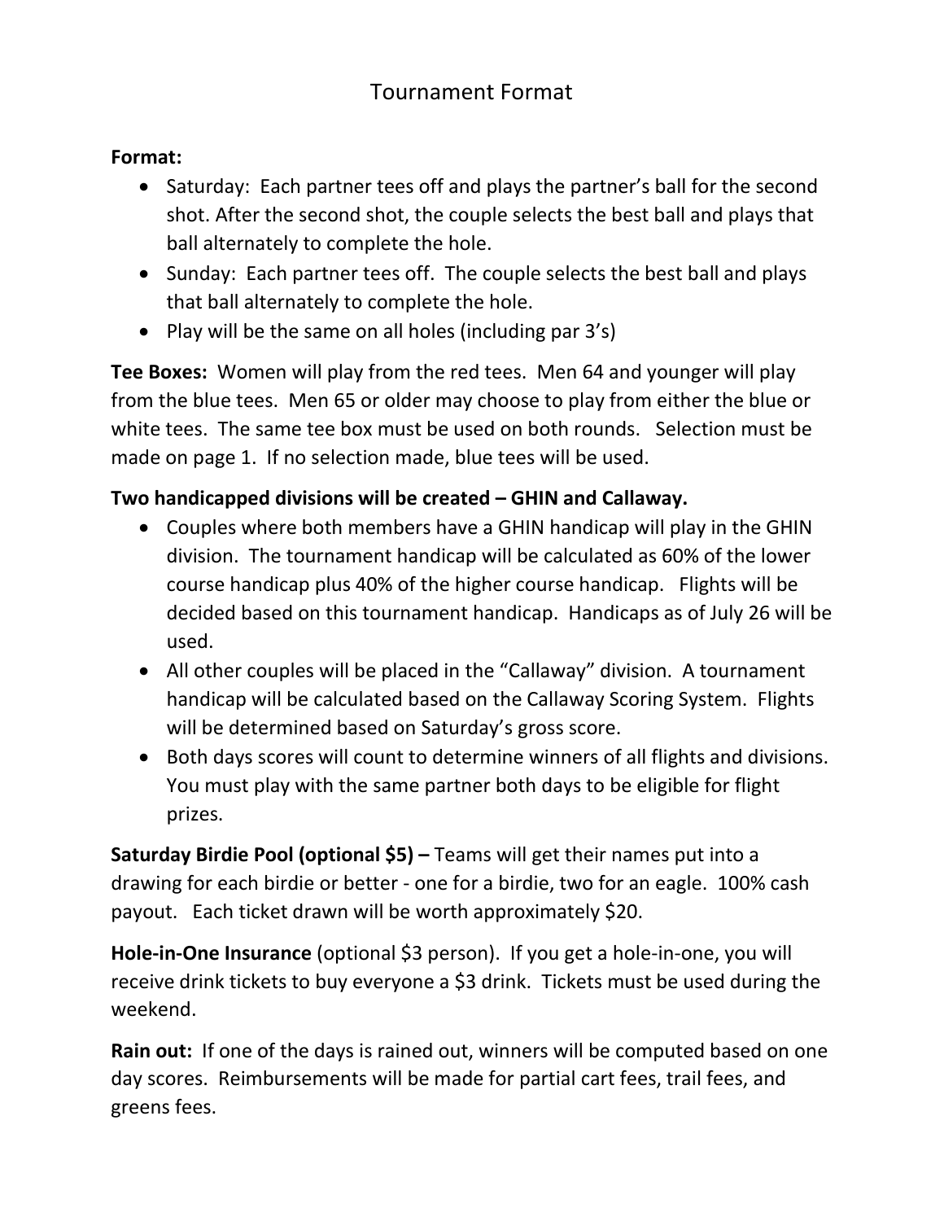# Tournament Format

**Format:**

- Saturday: Each partner tees off and plays the partner's ball for the second shot. After the second shot, the couple selects the best ball and plays that ball alternately to complete the hole.
- Sunday: Each partner tees off. The couple selects the best ball and plays that ball alternately to complete the hole.
- Play will be the same on all holes (including par 3's)

**Tee Boxes:** Women will play from the red tees. Men 64 and younger will play from the blue tees. Men 65 or older may choose to play from either the blue or white tees. The same tee box must be used on both rounds. Selection must be made on page 1. If no selection made, blue tees will be used.

**Two handicapped divisions will be created – GHIN and Callaway.**

- Couples where both members have a GHIN handicap will play in the GHIN division. The tournament handicap will be calculated as 60% of the lower course handicap plus 40% of the higher course handicap. Flights will be decided based on this tournament handicap. Handicaps as of July 26 will be used.
- All other couples will be placed in the "Callaway" division. A tournament handicap will be calculated based on the Callaway Scoring System. Flights will be determined based on Saturday's gross score.
- Both days scores will count to determine winners of all flights and divisions. You must play with the same partner both days to be eligible for flight prizes.

**Saturday Birdie Pool (optional $5) –** Teams will get their names put into a drawing for each birdie or better - one for a birdie, two for an eagle. 100% cash payout. Each ticket drawn will be worth approximately $20.

**Hole-in-One Insurance** (optional $3 person). If you get a hole-in-one, you will receive drink tickets to buy everyone a $3 drink. Tickets must be used during the weekend.

**Rain out:** If one of the days is rained out, winners will be computed based on one day scores. Reimbursements will be made for partial cart fees, trail fees, and greens fees.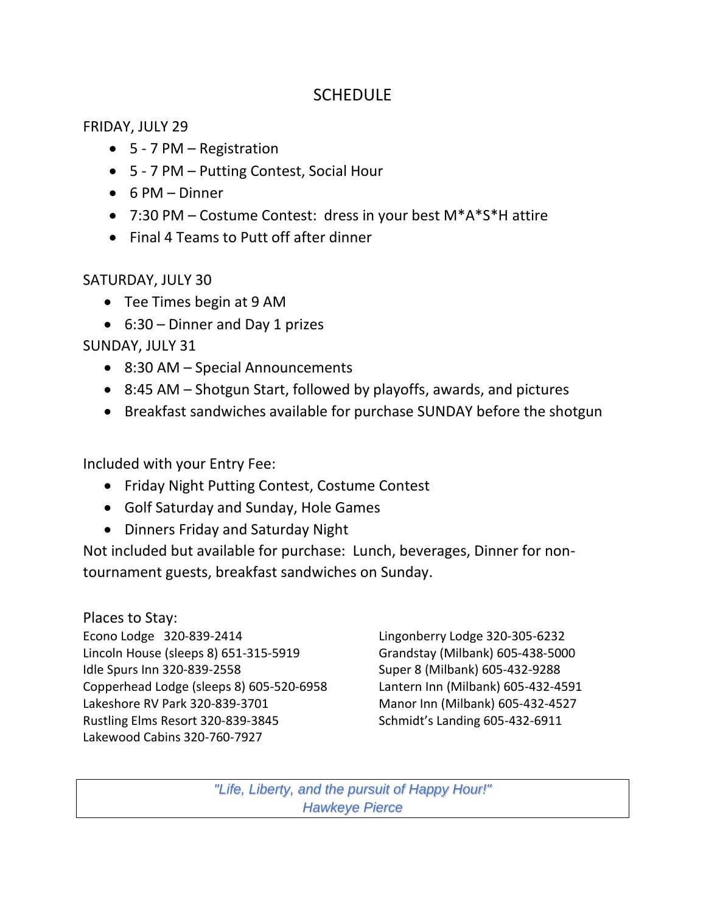# SCHEDULE

FRIDAY, JULY 29

- 5 - 7 PM – Registration
- 5 - 7 PM – Putting Contest, Social Hour
- 6 PM – Dinner
- 7:30 PM – Costume Contest: dress in your best M*A*S*H attire
- Final 4 Teams to Putt off after dinner

SATURDAY, JULY 30

- Tee Times begin at 9 AM
- 6:30 – Dinner and Day 1 prizes

SUNDAY, JULY 31

- 8:30 AM – Special Announcements
- 8:45 AM – Shotgun Start, followed by playoffs, awards, and pictures
- Breakfast sandwiches available for purchase SUNDAY before the shotgun

Included with your Entry Fee:

- Friday Night Putting Contest, Costume Contest
- Golf Saturday and Sunday, Hole Games
- Dinners Friday and Saturday Night

Not included but available for purchase: Lunch, beverages, Dinner for non-tournament guests, breakfast sandwiches on Sunday.

Places to Stay:

Econo Lodge 320-839-2414
Lincoln House (sleeps 8) 651-315-5919
Idle Spurs Inn 320-839-2558
Copperhead Lodge (sleeps 8) 605-520-6958
Lakeshore RV Park 320-839-3701
Rustling Elms Resort 320-839-3845
Lakewood Cabins 320-760-7927

Lingonberry Lodge 320-305-6232
Grandstay (Milbank) 605-438-5000
Super 8 (Milbank) 605-432-9288
Lantern Inn (Milbank) 605-432-4591
Manor Inn (Milbank) 605-432-4527
Schmidt's Landing 605-432-6911

*"Life, Liberty, and the pursuit of Happy Hour!"*
*Hawkeye Pierce*